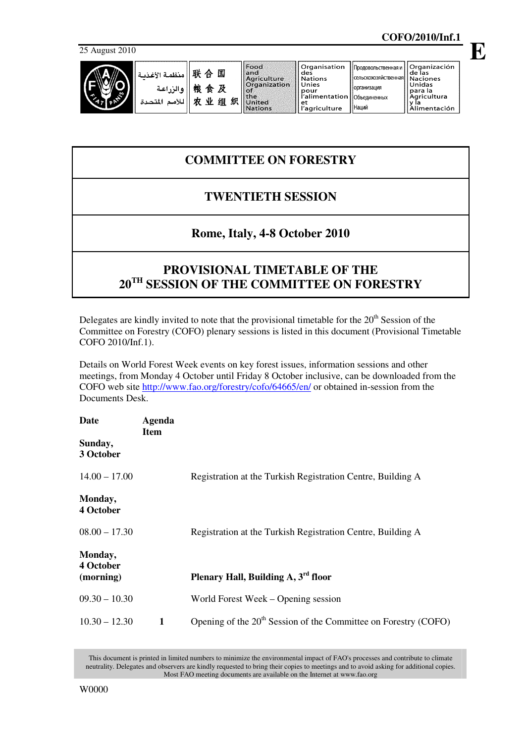COFO/2010/Inf.1

25 August 2010

E

# COMMITTEE ON FORESTRY

## TWENTIETH SESSION

## Rome, Italy, 4-8 October 2010

## PROVISIONAL TIMETABLE OF THE 20TH SESSION OF THE COMMITTEE ON FORESTRY

Delegates are kindly invited to note that the provisional timetable for the 20th Session of the Committee on Forestry (COFO) plenary sessions is listed in this document (Provisional Timetable COFO 2010/Inf.1).

Details on World Forest Week events on key forest issues, information sessions and other meetings, from Monday 4 October until Friday 8 October inclusive, can be downloaded from the COFO web site http://www.fao.org/forestry/cofo/64665/en/ or obtained in-session from the Documents Desk.

| Date | Agenda Item | |
|---|---|---|
| **Sunday, 3 October** | | |
| 14.00 – 17.00 | | Registration at the Turkish Registration Centre, Building A |
| **Monday, 4 October** | | |
| 08.00 – 17.30 | | Registration at the Turkish Registration Centre, Building A |
| **Monday, 4 October (morning)** | | **Plenary Hall, Building A, 3rd floor** |
| 09.30 – 10.30 | | World Forest Week – Opening session |
| 10.30 – 12.30 | 1 | Opening of the 20th Session of the Committee on Forestry (COFO) |

This document is printed in limited numbers to minimize the environmental impact of FAO's processes and contribute to climate neutrality. Delegates and observers are kindly requested to bring their copies to meetings and to avoid asking for additional copies. Most FAO meeting documents are available on the Internet at www.fao.org

W0000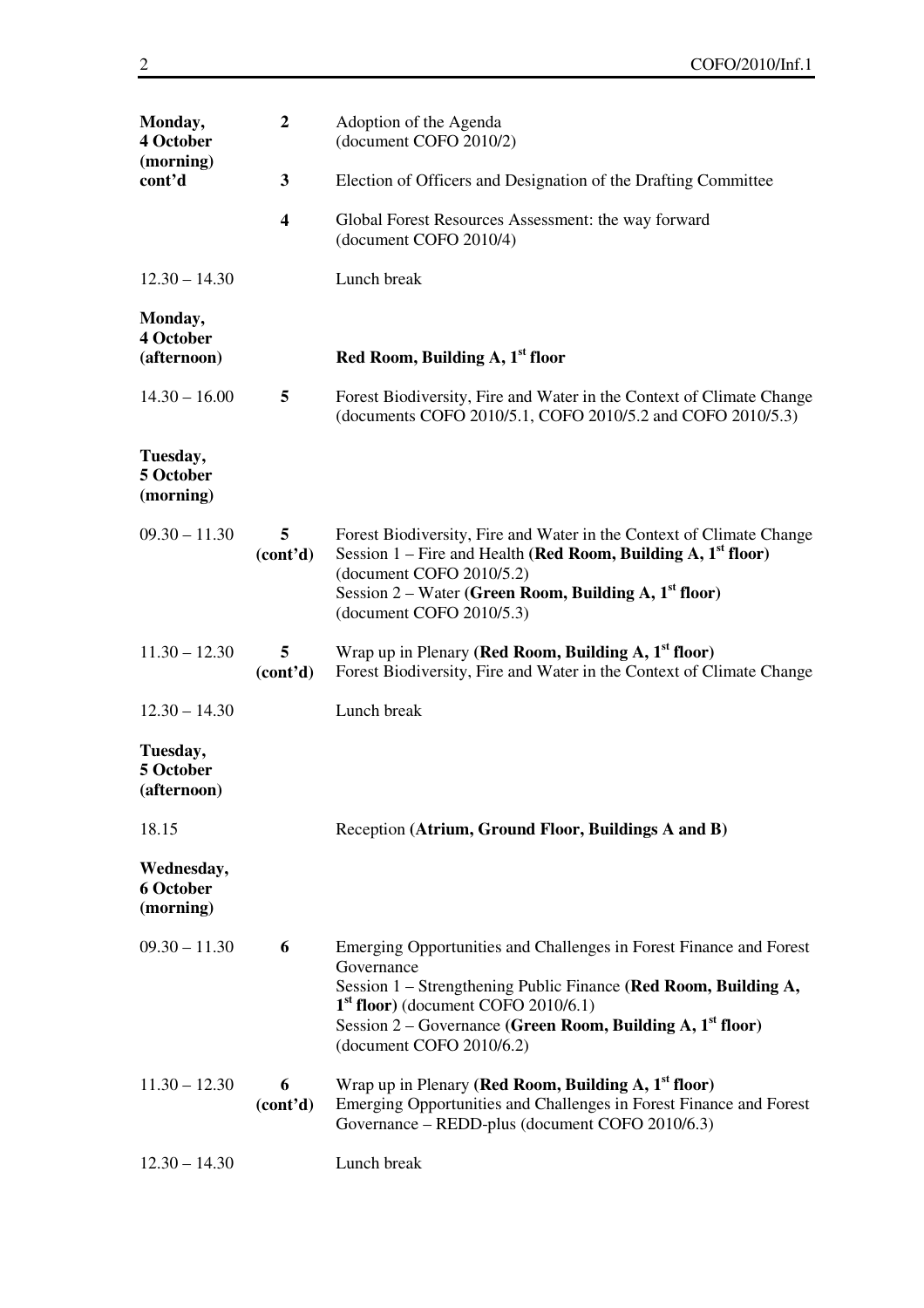| | | |
|---|---|---|
| **Monday, 4 October (morning) cont'd** | **2** | Adoption of the Agenda (document COFO 2010/2) |
| | **3** | Election of Officers and Designation of the Drafting Committee |
| | **4** | Global Forest Resources Assessment: the way forward (document COFO 2010/4) |
| 12.30 – 14.30 | | Lunch break |
| **Monday, 4 October (afternoon)** | | **Red Room, Building A, 1st floor** |
| 14.30 – 16.00 | **5** | Forest Biodiversity, Fire and Water in the Context of Climate Change (documents COFO 2010/5.1, COFO 2010/5.2 and COFO 2010/5.3) |
| **Tuesday, 5 October (morning)** | | |
| 09.30 – 11.30 | **5 (cont'd)** | Forest Biodiversity, Fire and Water in the Context of Climate Change<br>Session 1 – Fire and Health **(Red Room, Building A, 1st floor)** (document COFO 2010/5.2)<br>Session 2 – Water **(Green Room, Building A, 1st floor)** (document COFO 2010/5.3) |
| 11.30 – 12.30 | **5 (cont'd)** | Wrap up in Plenary **(Red Room, Building A, 1st floor)**<br>Forest Biodiversity, Fire and Water in the Context of Climate Change |
| 12.30 – 14.30 | | Lunch break |
| **Tuesday, 5 October (afternoon)** | | |
| 18.15 | | Reception **(Atrium, Ground Floor, Buildings A and B)** |
| **Wednesday, 6 October (morning)** | | |
| 09.30 – 11.30 | **6** | Emerging Opportunities and Challenges in Forest Finance and Forest Governance<br>Session 1 – Strengthening Public Finance **(Red Room, Building A, 1st floor)** (document COFO 2010/6.1)<br>Session 2 – Governance **(Green Room, Building A, 1st floor)** (document COFO 2010/6.2) |
| 11.30 – 12.30 | **6 (cont'd)** | Wrap up in Plenary **(Red Room, Building A, 1st floor)**<br>Emerging Opportunities and Challenges in Forest Finance and Forest Governance – REDD-plus (document COFO 2010/6.3) |
| 12.30 – 14.30 | | Lunch break |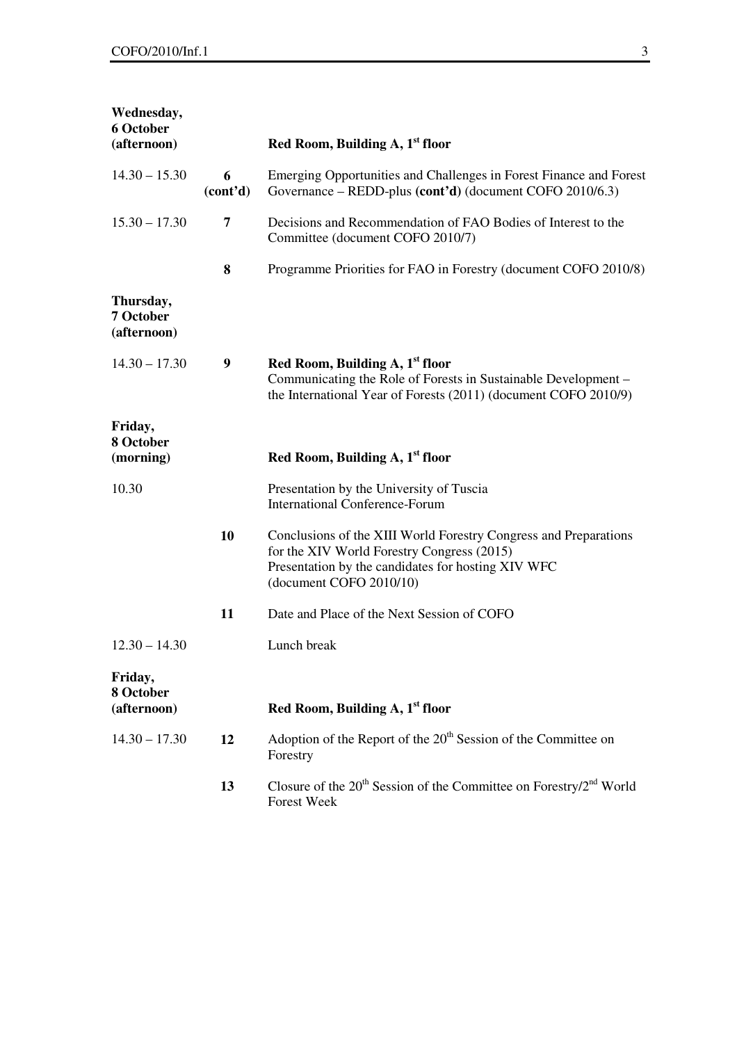| | | |
|---|---|---|
| **Wednesday, 6 October (afternoon)** | | **Red Room, Building A, 1st floor** |
| 14.30 – 15.30 | **6 (cont'd)** | Emerging Opportunities and Challenges in Forest Finance and Forest Governance – REDD-plus **(cont'd)** (document COFO 2010/6.3) |
| 15.30 – 17.30 | **7** | Decisions and Recommendation of FAO Bodies of Interest to the Committee (document COFO 2010/7) |
| | **8** | Programme Priorities for FAO in Forestry (document COFO 2010/8) |
| **Thursday, 7 October (afternoon)** | | |
| 14.30 – 17.30 | **9** | **Red Room, Building A, 1st floor** Communicating the Role of Forests in Sustainable Development – the International Year of Forests (2011) (document COFO 2010/9) |
| **Friday, 8 October (morning)** | | **Red Room, Building A, 1st floor** |
| 10.30 | | Presentation by the University of Tuscia International Conference-Forum |
| | **10** | Conclusions of the XIII World Forestry Congress and Preparations for the XIV World Forestry Congress (2015) Presentation by the candidates for hosting XIV WFC (document COFO 2010/10) |
| | **11** | Date and Place of the Next Session of COFO |
| 12.30 – 14.30 | | Lunch break |
| **Friday, 8 October (afternoon)** | | **Red Room, Building A, 1st floor** |
| 14.30 – 17.30 | **12** | Adoption of the Report of the 20th Session of the Committee on Forestry |
| | **13** | Closure of the 20th Session of the Committee on Forestry/2nd World Forest Week |